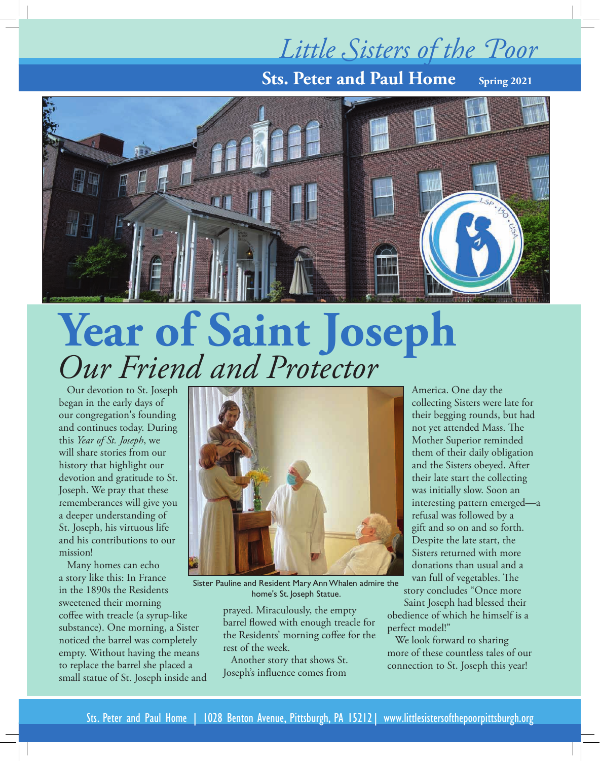# Little Sisters of the Poor

**Sts. Peter and Paul Home** **Spring 2021**

# Year of Saint Joseph

## *Our Friend and Protector*

Our devotion to St. Joseph began in the early days of our congregation's founding and continues today. During this *Year of St. Joseph*, we will share stories from our history that highlight our devotion and gratitude to St. Joseph. We pray that these rememberances will give you a deeper understanding of St. Joseph, his virtuous life and his contributions to our mission!

Many homes can echo a story like this: In France in the 1890s the Residents sweetened their morning coffee with treacle (a syrup-like substance). One morning, a Sister noticed the barrel was completely empty. Without having the means to replace the barrel she placed a small statue of St. Joseph inside and prayed. Miraculously, the empty barrel flowed with enough treacle for the Residents' morning coffee for the rest of the week.

Another story that shows St. Joseph's influence comes from America. One day the collecting Sisters were late for their begging rounds, but had not yet attended Mass. The Mother Superior reminded them of their daily obligation and the Sisters obeyed. After their late start the collecting was initially slow. Soon an interesting pattern emerged—a refusal was followed by a gift and so on and so forth. Despite the late start, the Sisters returned with more donations than usual and a van full of vegetables. The story concludes "Once more Saint Joseph had blessed their obedience of which he himself is a perfect model!"

We look forward to sharing more of these countless tales of our connection to St. Joseph this year!

Sister Pauline and Resident Mary Ann Whalen admire the home's St. Joseph Statue.

Sts. Peter and Paul Home | 1028 Benton Avenue, Pittsburgh, PA 15212 | www.littlesistersofthepoorpittsburgh.org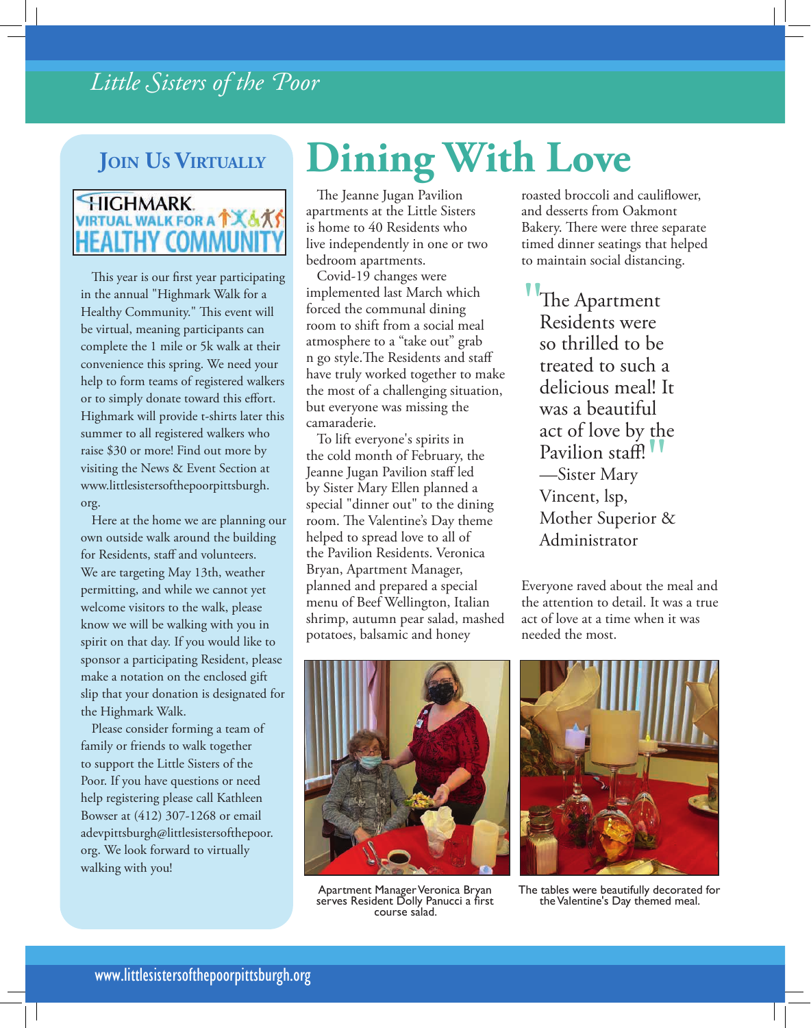## Join Us Virtually

HIGHMARK VIRTUAL WALK FOR A HEALTHY COMMUNITY

This year is our first year participating in the annual "Highmark Walk for a Healthy Community." This event will be virtual, meaning participants can complete the 1 mile or 5k walk at their convenience this spring. We need your help to form teams of registered walkers or to simply donate toward this effort. Highmark will provide t-shirts later this summer to all registered walkers who raise $30 or more! Find out more by visiting the News & Event Section at www.littlesistersofthepoorpittsburgh.org.

Here at the home we are planning our own outside walk around the building for Residents, staff and volunteers. We are targeting May 13th, weather permitting, and while we cannot yet welcome visitors to the walk, please know we will be walking with you in spirit on that day. If you would like to sponsor a participating Resident, please make a notation on the enclosed gift slip that your donation is designated for the Highmark Walk.

Please consider forming a team of family or friends to walk together to support the Little Sisters of the Poor. If you have questions or need help registering please call Kathleen Bowser at (412) 307-1268 or email adevpittsburgh@littlesistersofthepoor.org. We look forward to virtually walking with you!

# Dining With Love

The Jeanne Jugan Pavilion apartments at the Little Sisters is home to 40 Residents who live independently in one or two bedroom apartments.

Covid-19 changes were implemented last March which forced the communal dining room to shift from a social meal atmosphere to a "take out" grab n go style.The Residents and staff have truly worked together to make the most of a challenging situation, but everyone was missing the camaraderie.

To lift everyone's spirits in the cold month of February, the Jeanne Jugan Pavilion staff led by Sister Mary Ellen planned a special "dinner out" to the dining room. The Valentine's Day theme helped to spread love to all of the Pavilion Residents. Veronica Bryan, Apartment Manager, planned and prepared a special menu of Beef Wellington, Italian shrimp, autumn pear salad, mashed potatoes, balsamic and honey roasted broccoli and cauliflower, and desserts from Oakmont Bakery. There were three separate timed dinner seatings that helped to maintain social distancing.

> "The Apartment Residents were so thrilled to be treated to such a delicious meal! It was a beautiful act of love by the Pavilion staff!"
> —Sister Mary Vincent, lsp, Mother Superior & Administrator

Everyone raved about the meal and the attention to detail. It was a true act of love at a time when it was needed the most.

Apartment Manager Veronica Bryan serves Resident Dolly Panucci a first course salad.

The tables were beautifully decorated for the Valentine's Day themed meal.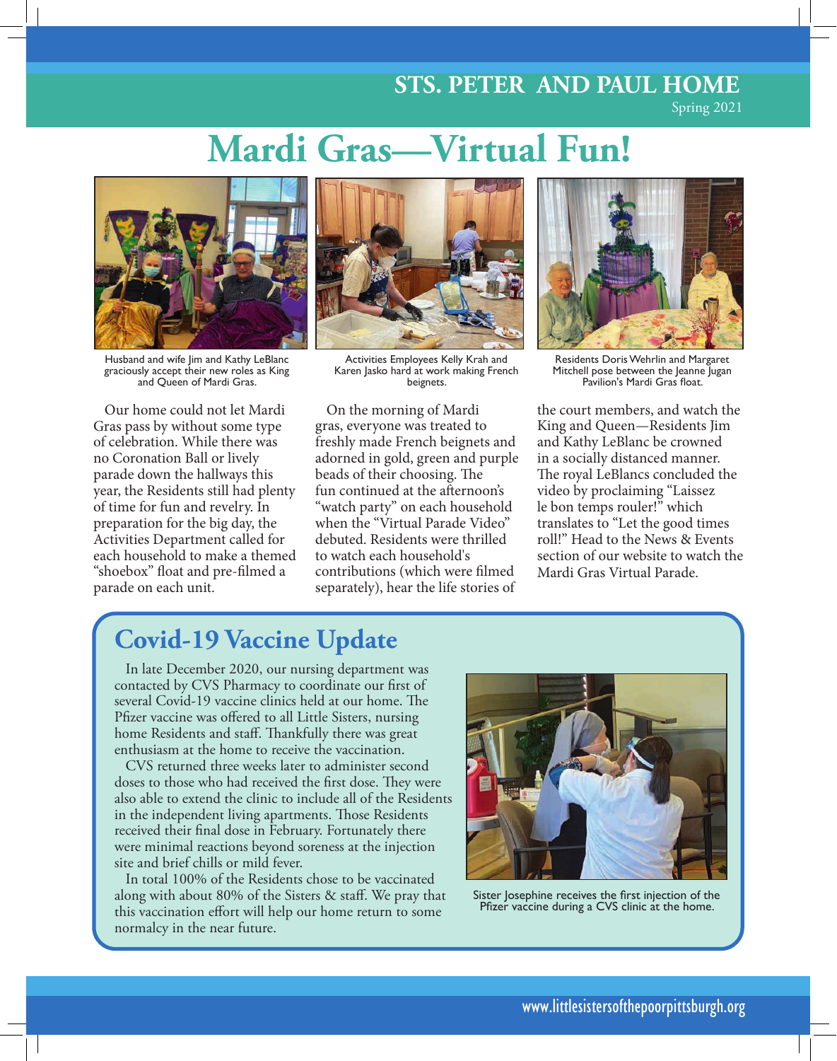STS. PETER AND PAUL HOME

Spring 2021

# Mardi Gras—Virtual Fun!

Husband and wife Jim and Kathy LeBlanc graciously accept their new roles as King and Queen of Mardi Gras.

Activities Employees Kelly Krah and Karen Jasko hard at work making French beignets.

Residents Doris Wehrlin and Margaret Mitchell pose between the Jeanne Jugan Pavilion's Mardi Gras float.

Our home could not let Mardi Gras pass by without some type of celebration. While there was no Coronation Ball or lively parade down the hallways this year, the Residents still had plenty of time for fun and revelry. In preparation for the big day, the Activities Department called for each household to make a themed "shoebox" float and pre-filmed a parade on each unit.

On the morning of Mardi gras, everyone was treated to freshly made French beignets and adorned in gold, green and purple beads of their choosing. The fun continued at the afternoon's "watch party" on each household when the "Virtual Parade Video" debuted. Residents were thrilled to watch each household's contributions (which were filmed separately), hear the life stories of the court members, and watch the King and Queen—Residents Jim and Kathy LeBlanc be crowned in a socially distanced manner. The royal LeBlancs concluded the video by proclaiming "Laissez le bon temps rouler!" which translates to "Let the good times roll!" Head to the News & Events section of our website to watch the Mardi Gras Virtual Parade.

## Covid-19 Vaccine Update

In late December 2020, our nursing department was contacted by CVS Pharmacy to coordinate our first of several Covid-19 vaccine clinics held at our home. The Pfizer vaccine was offered to all Little Sisters, nursing home Residents and staff. Thankfully there was great enthusiasm at the home to receive the vaccination.

CVS returned three weeks later to administer second doses to those who had received the first dose. They were also able to extend the clinic to include all of the Residents in the independent living apartments. Those Residents received their final dose in February. Fortunately there were minimal reactions beyond soreness at the injection site and brief chills or mild fever.

In total 100% of the Residents chose to be vaccinated along with about 80% of the Sisters & staff. We pray that this vaccination effort will help our home return to some normalcy in the near future.

Sister Josephine receives the first injection of the Pfizer vaccine during a CVS clinic at the home.

www.littlesistersofthepoorpittsburgh.org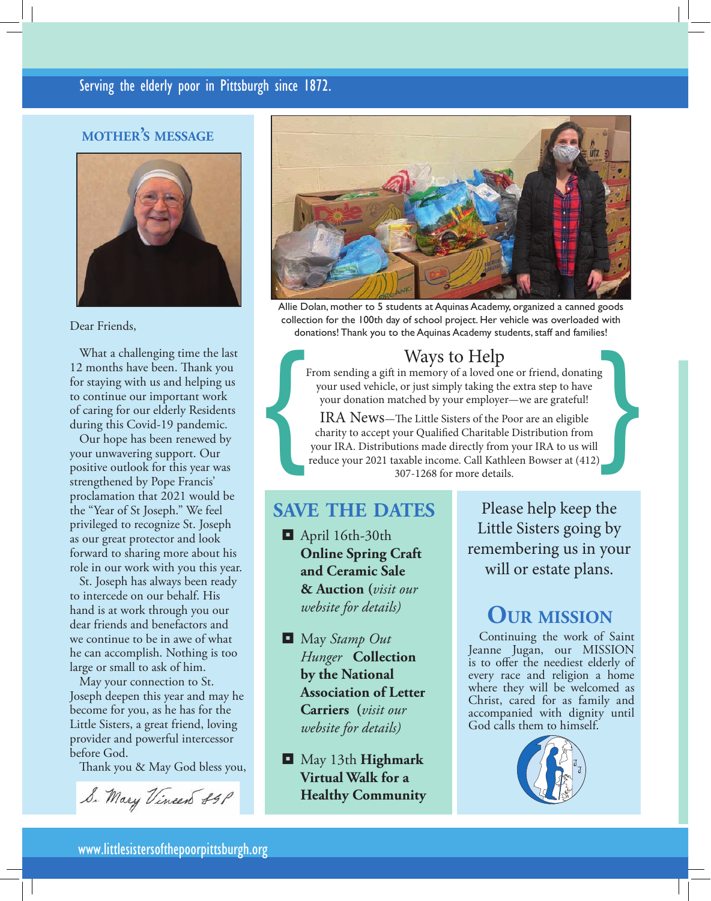Serving the elderly poor in Pittsburgh since 1872.

## MOTHER'S MESSAGE

Dear Friends,

What a challenging time the last 12 months have been. Thank you for staying with us and helping us to continue our important work of caring for our elderly Residents during this Covid-19 pandemic.

Our hope has been renewed by your unwavering support. Our positive outlook for this year was strengthened by Pope Francis' proclamation that 2021 would be the "Year of St Joseph." We feel privileged to recognize St. Joseph as our great protector and look forward to sharing more about his role in our work with you this year.

St. Joseph has always been ready to intercede on our behalf. His hand is at work through you our dear friends and benefactors and we continue to be in awe of what he can accomplish. Nothing is too large or small to ask of him.

May your connection to St. Joseph deepen this year and may he become for you, as he has for the Little Sisters, a great friend, loving provider and powerful intercessor before God.

Thank you & May God bless you,

S. Mary Vincent LSP

Allie Dolan, mother to 5 students at Aquinas Academy, organized a canned goods collection for the 100th day of school project. Her vehicle was overloaded with donations! Thank you to the Aquinas Academy students, staff and families!

## Ways to Help

From sending a gift in memory of a loved one or friend, donating your used vehicle, or just simply taking the extra step to have your donation matched by your employer—we are grateful!

IRA News—The Little Sisters of the Poor are an eligible charity to accept your Qualified Charitable Distribution from your IRA. Distributions made directly from your IRA to us will reduce your 2021 taxable income. Call Kathleen Bowser at (412) 307-1268 for more details.

## SAVE THE DATES

- April 16th-30th **Online Spring Craft and Ceramic Sale & Auction** (*visit our website for details)*
- May *Stamp Out Hunger* **Collection by the National Association of Letter Carriers** (*visit our website for details)*
- May 13th **Highmark Virtual Walk for a Healthy Community**

Please help keep the Little Sisters going by remembering us in your will or estate plans.

## OUR MISSION

Continuing the work of Saint Jeanne Jugan, our MISSION is to offer the neediest elderly of every race and religion a home where they will be welcomed as Christ, cared for as family and accompanied with dignity until God calls them to himself.

www.littlesistersofthepoorpittsburgh.org